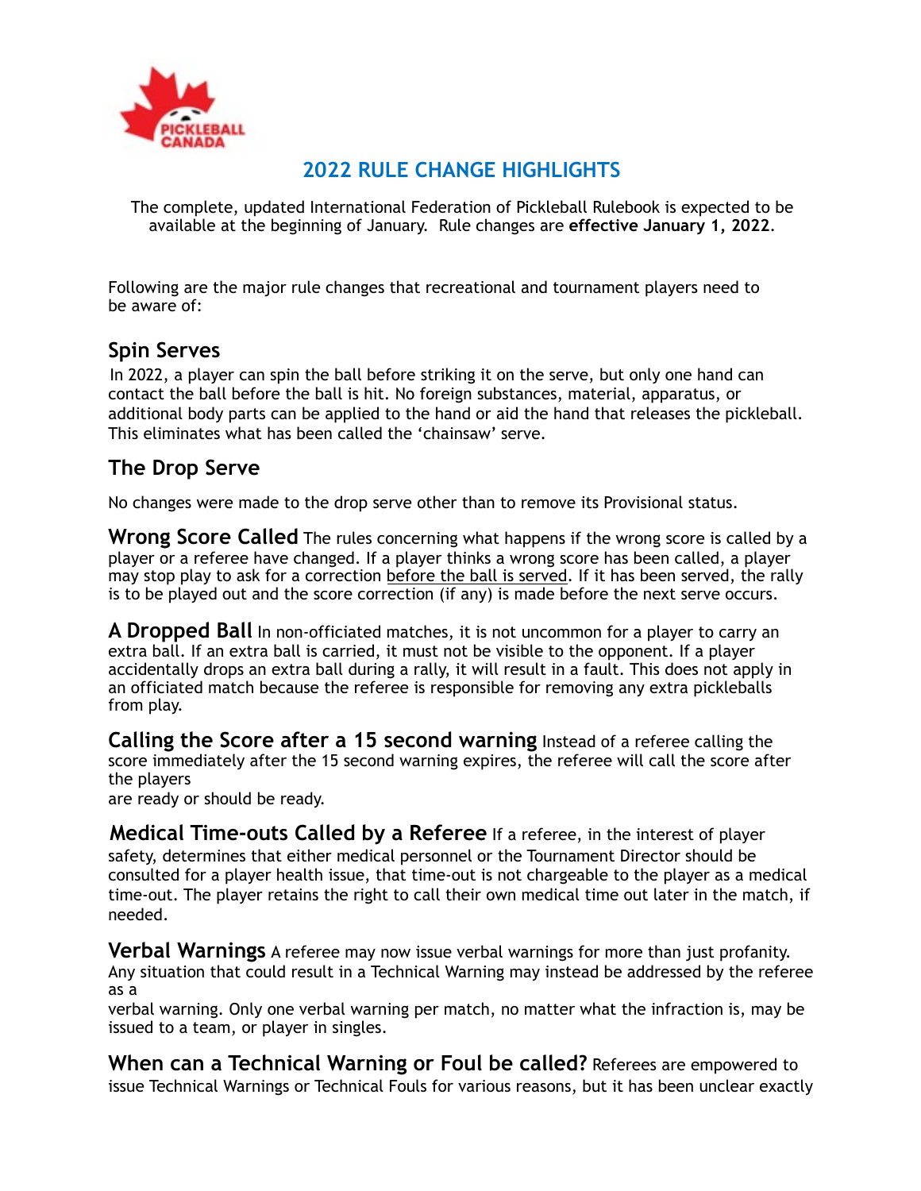# 2022 RULE CHANGE HIGHLIGHTS

The complete, updated International Federation of Pickleball Rulebook is expected to be available at the beginning of January. Rule changes are **effective January 1, 2022**.

Following are the major rule changes that recreational and tournament players need to be aware of:

## Spin Serves

In 2022, a player can spin the ball before striking it on the serve, but only one hand can contact the ball before the ball is hit. No foreign substances, material, apparatus, or additional body parts can be applied to the hand or aid the hand that releases the pickleball. This eliminates what has been called the 'chainsaw' serve.

## The Drop Serve

No changes were made to the drop serve other than to remove its Provisional status.

**Wrong Score Called** The rules concerning what happens if the wrong score is called by a player or a referee have changed. If a player thinks a wrong score has been called, a player may stop play to ask for a correction before the ball is served. If it has been served, the rally is to be played out and the score correction (if any) is made before the next serve occurs.

**A Dropped Ball** In non-officiated matches, it is not uncommon for a player to carry an extra ball. If an extra ball is carried, it must not be visible to the opponent. If a player accidentally drops an extra ball during a rally, it will result in a fault. This does not apply in an officiated match because the referee is responsible for removing any extra pickleballs from play.

**Calling the Score after a 15 second warning** Instead of a referee calling the score immediately after the 15 second warning expires, the referee will call the score after the players are ready or should be ready.

**Medical Time-outs Called by a Referee** If a referee, in the interest of player safety, determines that either medical personnel or the Tournament Director should be consulted for a player health issue, that time-out is not chargeable to the player as a medical time-out. The player retains the right to call their own medical time out later in the match, if needed.

**Verbal Warnings** A referee may now issue verbal warnings for more than just profanity. Any situation that could result in a Technical Warning may instead be addressed by the referee as a verbal warning. Only one verbal warning per match, no matter what the infraction is, may be issued to a team, or player in singles.

**When can a Technical Warning or Foul be called?** Referees are empowered to issue Technical Warnings or Technical Fouls for various reasons, but it has been unclear exactly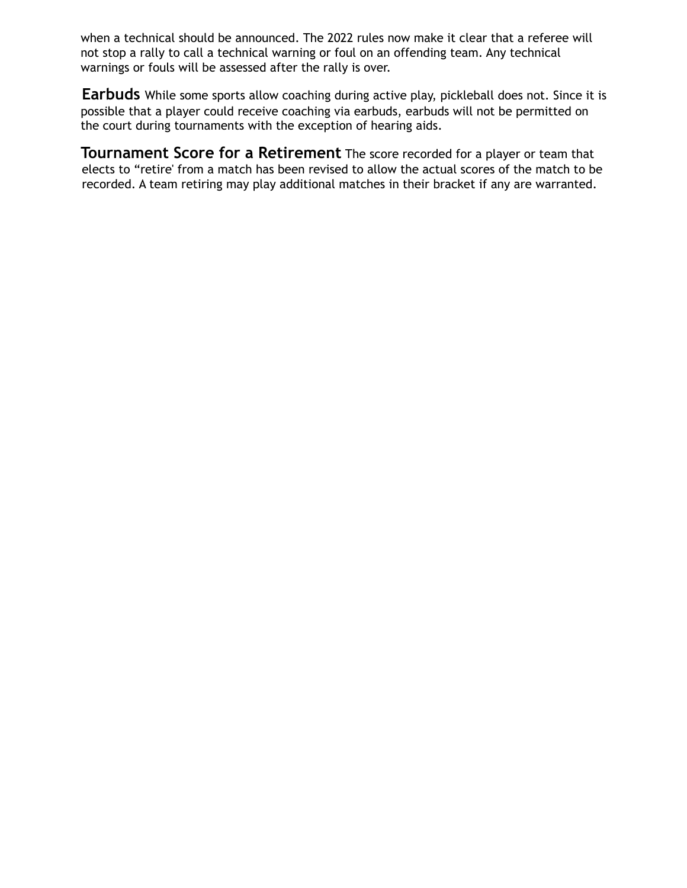when a technical should be announced. The 2022 rules now make it clear that a referee will not stop a rally to call a technical warning or foul on an offending team. Any technical warnings or fouls will be assessed after the rally is over.

**Earbuds** While some sports allow coaching during active play, pickleball does not. Since it is possible that a player could receive coaching via earbuds, earbuds will not be permitted on the court during tournaments with the exception of hearing aids.

**Tournament Score for a Retirement** The score recorded for a player or team that elects to “retire' from a match has been revised to allow the actual scores of the match to be recorded. A team retiring may play additional matches in their bracket if any are warranted.